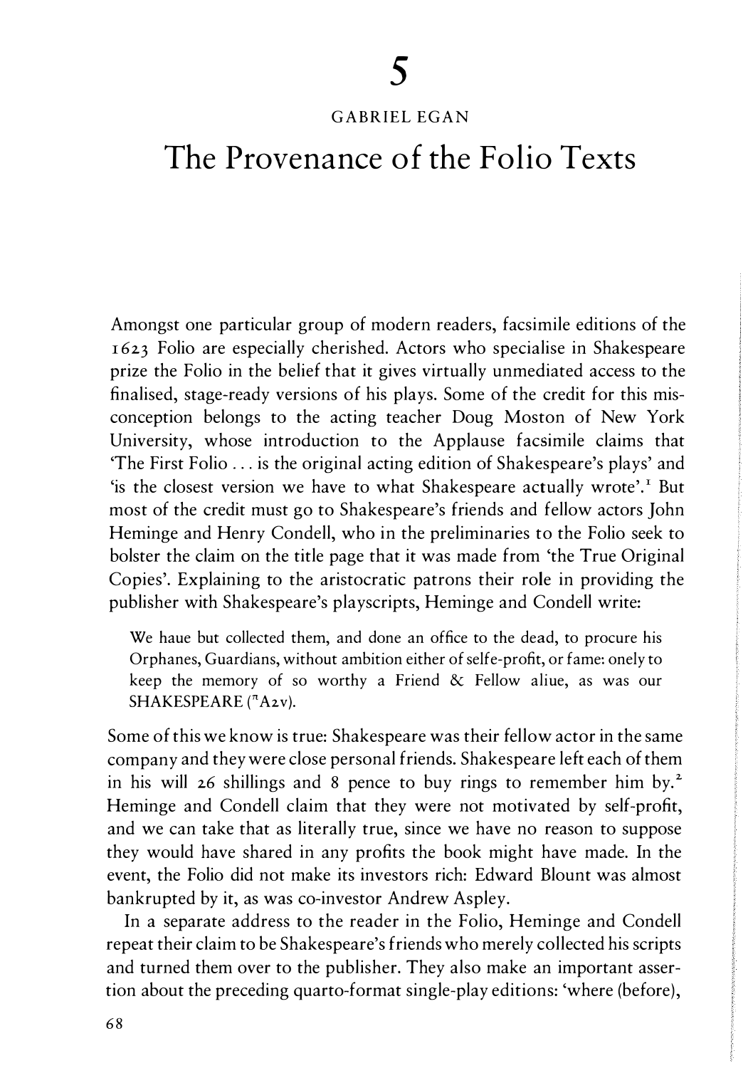# 5

GABRIEL EGAN

# The Provenance of the Folio Texts

Amongst one particular group of modern readers, facsimile editions of the 1623 Folio are especially cherished. Actors who specialise in Shakespeare prize the Folio in the belief that it gives virtually unmediated access to the finalised, stage-ready versions of his plays. Some of the credit for this misconception belongs to the acting teacher Doug Moston of New York University, whose introduction to the Applause facsimile claims that 'The First Folio . . . is the original acting edition of Shakespeare's plays' and 'is the closest version we have to what Shakespeare actually wrote'.[1] But most of the credit must go to Shakespeare's friends and fellow actors John Heminge and Henry Condell, who in the preliminaries to the Folio seek to bolster the claim on the title page that it was made from 'the True Original Copies'. Explaining to the aristocratic patrons their role in providing the publisher with Shakespeare's playscripts, Heminge and Condell write:

> We haue but collected them, and done an office to the dead, to procure his Orphanes, Guardians, without ambition either of selfe-profit, or fame: onely to keep the memory of so worthy a Friend & Fellow aliue, as was our SHAKESPEARE ($^{\pi}$A2v).

Some of this we know is true: Shakespeare was their fellow actor in the same company and they were close personal friends. Shakespeare left each of them in his will 26 shillings and 8 pence to buy rings to remember him by.[2] Heminge and Condell claim that they were not motivated by self-profit, and we can take that as literally true, since we have no reason to suppose they would have shared in any profits the book might have made. In the event, the Folio did not make its investors rich: Edward Blount was almost bankrupted by it, as was co-investor Andrew Aspley.

In a separate address to the reader in the Folio, Heminge and Condell repeat their claim to be Shakespeare's friends who merely collected his scripts and turned them over to the publisher. They also make an important assertion about the preceding quarto-format single-play editions: 'where (before),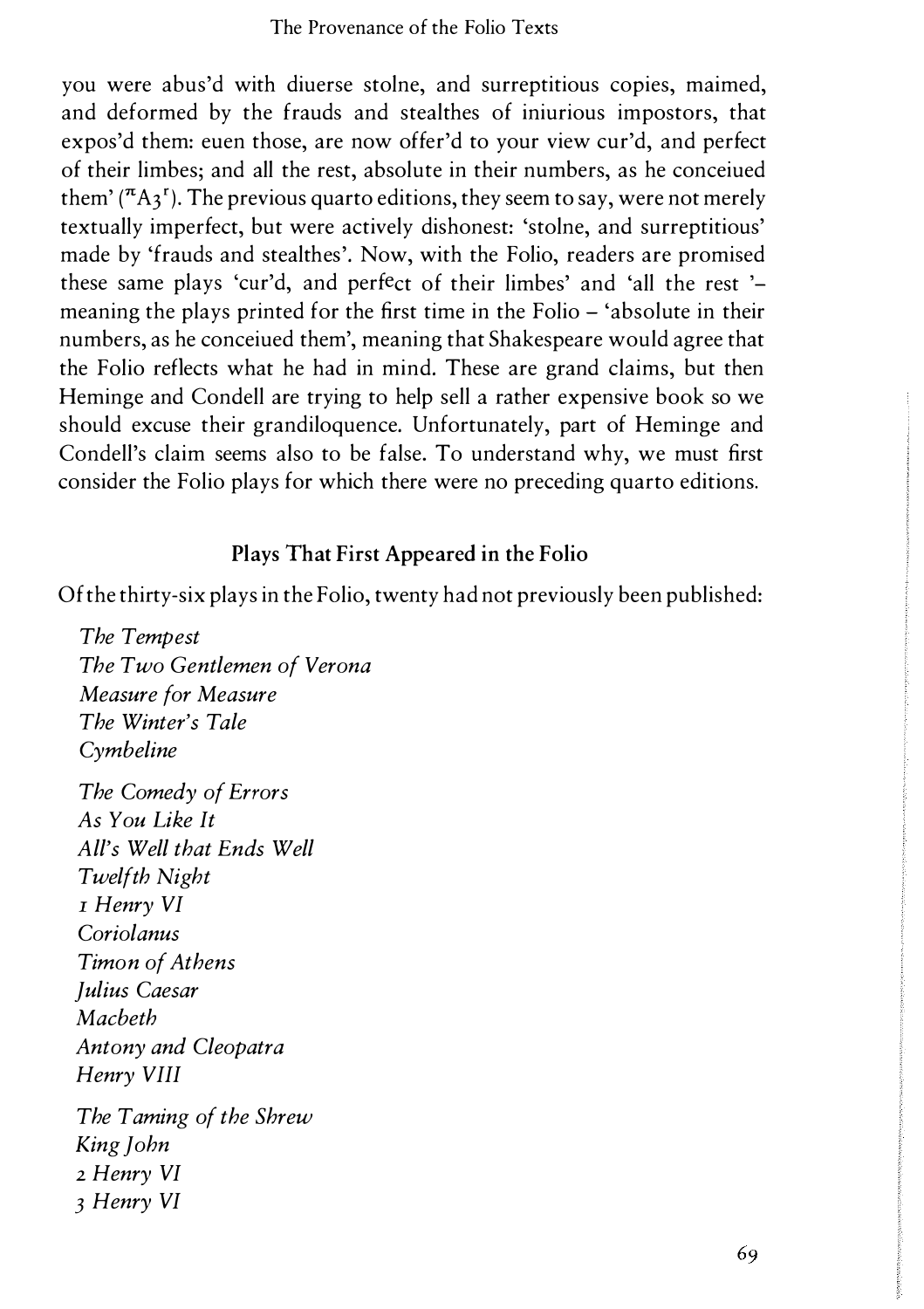you were abus'd with diuerse stolne, and surreptitious copies, maimed, and deformed by the frauds and stealthes of iniurious impostors, that expos'd them: euen those, are now offer'd to your view cur'd, and perfect of their limbes; and all the rest, absolute in their numbers, as he conceiued them' ($^{\pi}$A3$^{r}$). The previous quarto editions, they seem to say, were not merely textually imperfect, but were actively dishonest: 'stolne, and surreptitious' made by 'frauds and stealthes'. Now, with the Folio, readers are promised these same plays 'cur'd, and perfect of their limbes' and 'all the rest '– meaning the plays printed for the first time in the Folio – 'absolute in their numbers, as he conceiued them', meaning that Shakespeare would agree that the Folio reflects what he had in mind. These are grand claims, but then Heminge and Condell are trying to help sell a rather expensive book so we should excuse their grandiloquence. Unfortunately, part of Heminge and Condell's claim seems also to be false. To understand why, we must first consider the Folio plays for which there were no preceding quarto editions.

## Plays That First Appeared in the Folio

Of the thirty-six plays in the Folio, twenty had not previously been published:

*The Tempest*
*The Two Gentlemen of Verona*
*Measure for Measure*
*The Winter's Tale*
*Cymbeline*

*The Comedy of Errors*
*As You Like It*
*All's Well that Ends Well*
*Twelfth Night*
*1 Henry VI*
*Coriolanus*
*Timon of Athens*
*Julius Caesar*
*Macbeth*
*Antony and Cleopatra*
*Henry VIII*

*The Taming of the Shrew*
*King John*
*2 Henry VI*
*3 Henry VI*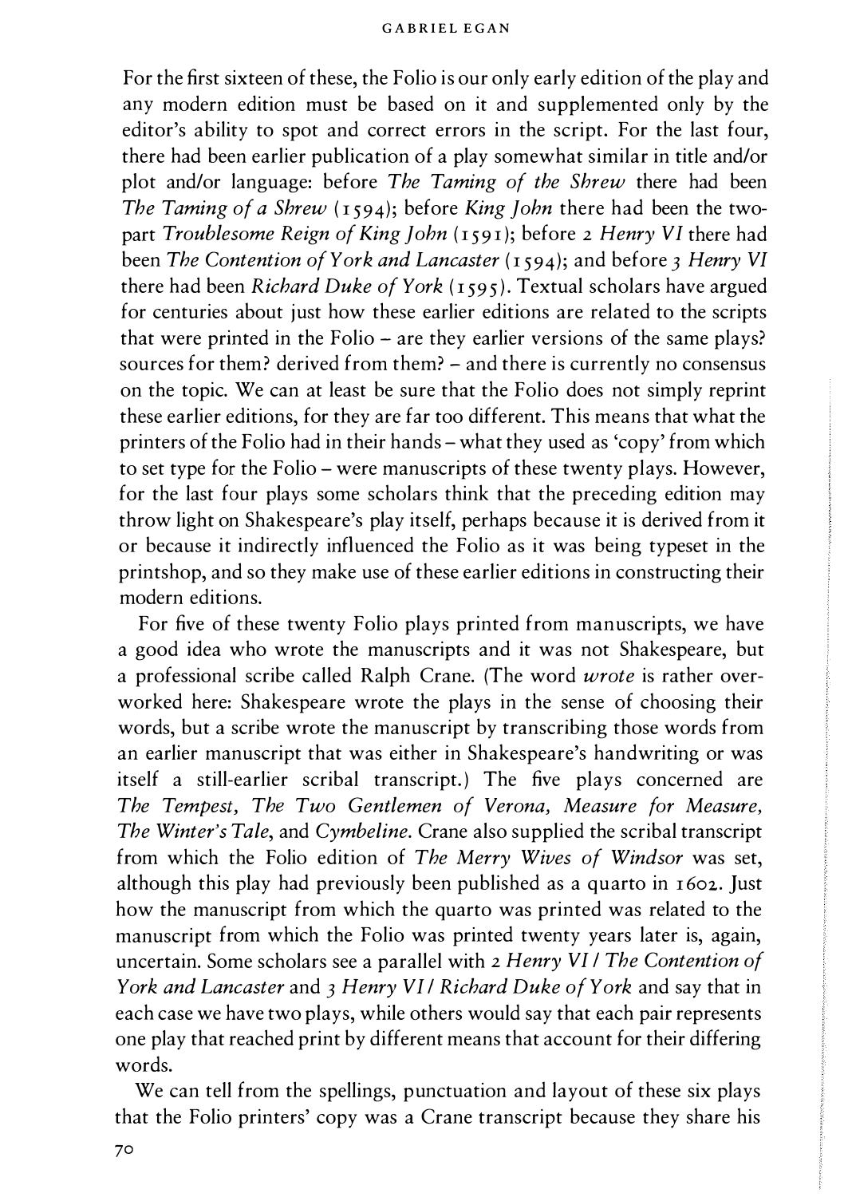For the first sixteen of these, the Folio is our only early edition of the play and any modern edition must be based on it and supplemented only by the editor's ability to spot and correct errors in the script. For the last four, there had been earlier publication of a play somewhat similar in title and/or plot and/or language: before *The Taming of the Shrew* there had been *The Taming of a Shrew* (1594); before *King John* there had been the two-part *Troublesome Reign of King John* (1591); before *2 Henry VI* there had been *The Contention of York and Lancaster* (1594); and before *3 Henry VI* there had been *Richard Duke of York* (1595). Textual scholars have argued for centuries about just how these earlier editions are related to the scripts that were printed in the Folio – are they earlier versions of the same plays? sources for them? derived from them? – and there is currently no consensus on the topic. We can at least be sure that the Folio does not simply reprint these earlier editions, for they are far too different. This means that what the printers of the Folio had in their hands – what they used as 'copy' from which to set type for the Folio – were manuscripts of these twenty plays. However, for the last four plays some scholars think that the preceding edition may throw light on Shakespeare's play itself, perhaps because it is derived from it or because it indirectly influenced the Folio as it was being typeset in the printshop, and so they make use of these earlier editions in constructing their modern editions.

For five of these twenty Folio plays printed from manuscripts, we have a good idea who wrote the manuscripts and it was not Shakespeare, but a professional scribe called Ralph Crane. (The word *wrote* is rather overworked here: Shakespeare wrote the plays in the sense of choosing their words, but a scribe wrote the manuscript by transcribing those words from an earlier manuscript that was either in Shakespeare's handwriting or was itself a still-earlier scribal transcript.) The five plays concerned are *The Tempest, The Two Gentlemen of Verona, Measure for Measure, The Winter's Tale*, and *Cymbeline*. Crane also supplied the scribal transcript from which the Folio edition of *The Merry Wives of Windsor* was set, although this play had previously been published as a quarto in 1602. Just how the manuscript from which the quarto was printed was related to the manuscript from which the Folio was printed twenty years later is, again, uncertain. Some scholars see a parallel with *2 Henry VI* / *The Contention of York and Lancaster* and *3 Henry VI* / *Richard Duke of York* and say that in each case we have two plays, while others would say that each pair represents one play that reached print by different means that account for their differing words.

We can tell from the spellings, punctuation and layout of these six plays that the Folio printers' copy was a Crane transcript because they share his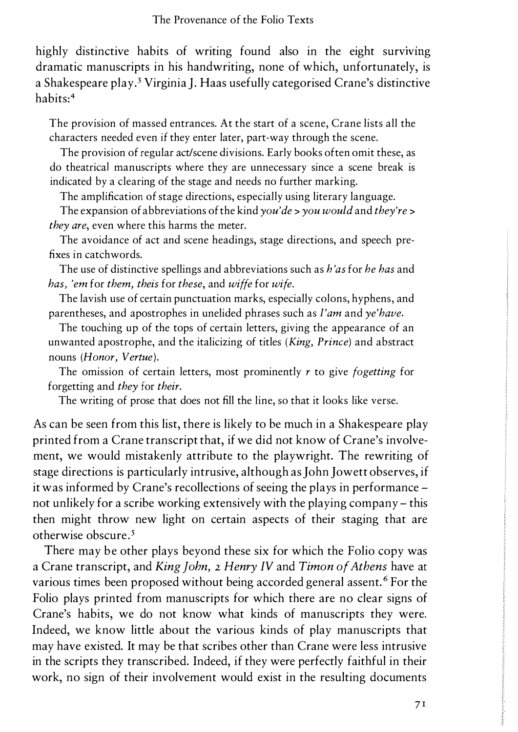highly distinctive habits of writing found also in the eight surviving dramatic manuscripts in his handwriting, none of which, unfortunately, is a Shakespeare play.[3] Virginia J. Haas usefully categorised Crane's distinctive habits:[4]

> The provision of massed entrances. At the start of a scene, Crane lists all the characters needed even if they enter later, part-way through the scene.
>
> The provision of regular act/scene divisions. Early books often omit these, as do theatrical manuscripts where they are unnecessary since a scene break is indicated by a clearing of the stage and needs no further marking.
>
> The amplification of stage directions, especially using literary language.
>
> The expansion of abbreviations of the kind *you'de* > *you would* and *they're* > *they are*, even where this harms the meter.
>
> The avoidance of act and scene headings, stage directions, and speech prefixes in catchwords.
>
> The use of distinctive spellings and abbreviations such as *h'as* for *he has* and *has*, *'em* for *them*, *theis* for *these*, and *wiffe* for *wife*.
>
> The lavish use of certain punctuation marks, especially colons, hyphens, and parentheses, and apostrophes in unelided phrases such as *I'am* and *ye'have*.
>
> The touching up of the tops of certain letters, giving the appearance of an unwanted apostrophe, and the italicizing of titles (*King, Prince*) and abstract nouns (*Honor, Vertue*).
>
> The omission of certain letters, most prominently *r* to give *fogetting* for forgetting and *they* for *their*.
>
> The writing of prose that does not fill the line, so that it looks like verse.

As can be seen from this list, there is likely to be much in a Shakespeare play printed from a Crane transcript that, if we did not know of Crane's involvement, we would mistakenly attribute to the playwright. The rewriting of stage directions is particularly intrusive, although as John Jowett observes, if it was informed by Crane's recollections of seeing the plays in performance – not unlikely for a scribe working extensively with the playing company – this then might throw new light on certain aspects of their staging that are otherwise obscure.[5]

There may be other plays beyond these six for which the Folio copy was a Crane transcript, and *King John*, *2 Henry IV* and *Timon of Athens* have at various times been proposed without being accorded general assent.[6] For the Folio plays printed from manuscripts for which there are no clear signs of Crane's habits, we do not know what kinds of manuscripts they were. Indeed, we know little about the various kinds of play manuscripts that may have existed. It may be that scribes other than Crane were less intrusive in the scripts they transcribed. Indeed, if they were perfectly faithful in their work, no sign of their involvement would exist in the resulting documents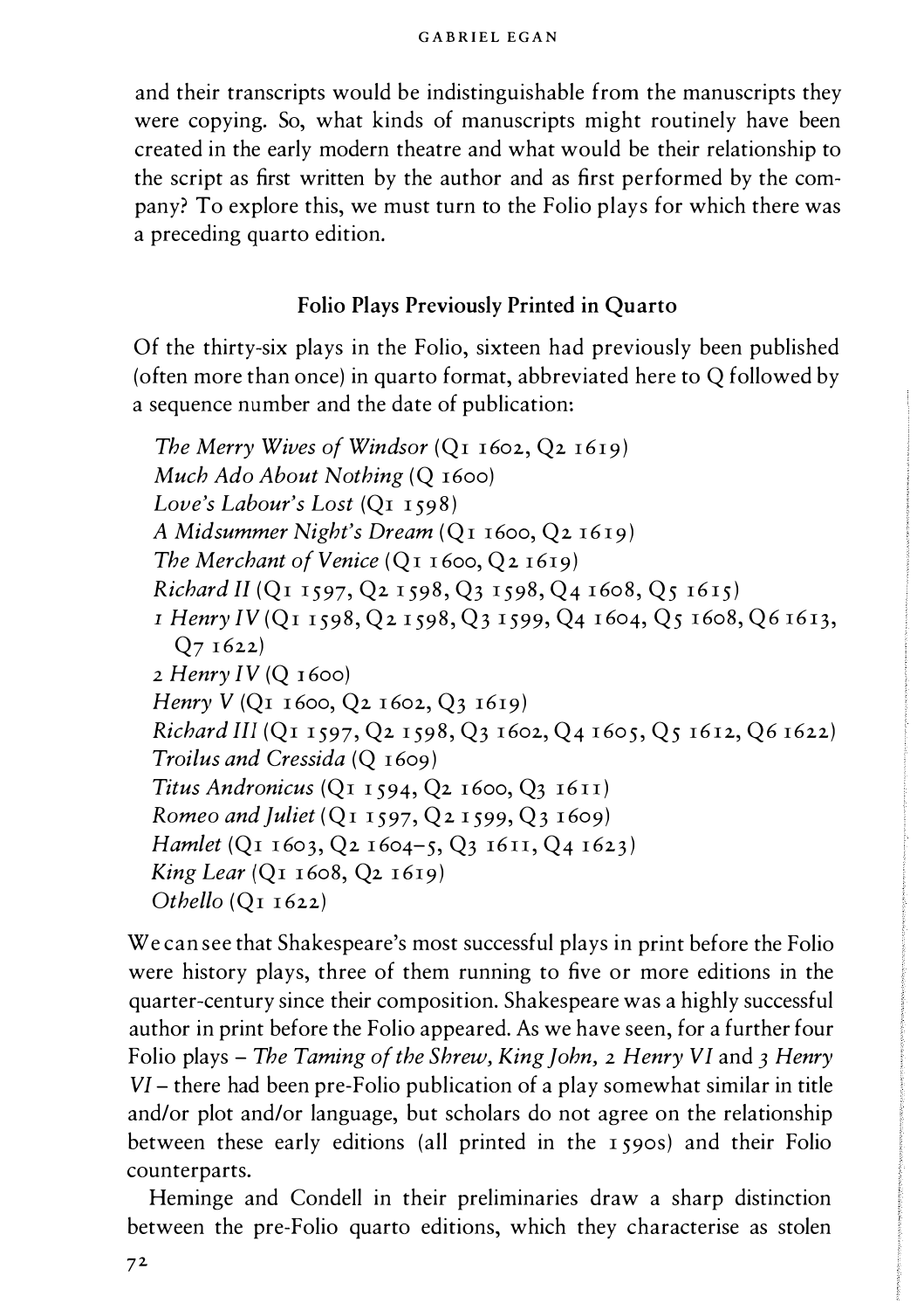and their transcripts would be indistinguishable from the manuscripts they were copying. So, what kinds of manuscripts might routinely have been created in the early modern theatre and what would be their relationship to the script as first written by the author and as first performed by the company? To explore this, we must turn to the Folio plays for which there was a preceding quarto edition.

## Folio Plays Previously Printed in Quarto

Of the thirty-six plays in the Folio, sixteen had previously been published (often more than once) in quarto format, abbreviated here to Q followed by a sequence number and the date of publication:

- *The Merry Wives of Windsor* (Q1 1602, Q2 1619)
- *Much Ado About Nothing* (Q 1600)
- *Love's Labour's Lost* (Q1 1598)
- *A Midsummer Night's Dream* (Q1 1600, Q2 1619)
- *The Merchant of Venice* (Q1 1600, Q2 1619)
- *Richard II* (Q1 1597, Q2 1598, Q3 1598, Q4 1608, Q5 1615)
- *1 Henry IV* (Q1 1598, Q2 1598, Q3 1599, Q4 1604, Q5 1608, Q6 1613, Q7 1622)
- *2 Henry IV* (Q 1600)
- *Henry V* (Q1 1600, Q2 1602, Q3 1619)
- *Richard III* (Q1 1597, Q2 1598, Q3 1602, Q4 1605, Q5 1612, Q6 1622)
- *Troilus and Cressida* (Q 1609)
- *Titus Andronicus* (Q1 1594, Q2 1600, Q3 1611)
- *Romeo and Juliet* (Q1 1597, Q2 1599, Q3 1609)
- *Hamlet* (Q1 1603, Q2 1604–5, Q3 1611, Q4 1623)
- *King Lear* (Q1 1608, Q2 1619)
- *Othello* (Q1 1622)

We can see that Shakespeare's most successful plays in print before the Folio were history plays, three of them running to five or more editions in the quarter-century since their composition. Shakespeare was a highly successful author in print before the Folio appeared. As we have seen, for a further four Folio plays – *The Taming of the Shrew, King John, 2 Henry VI* and *3 Henry VI* – there had been pre-Folio publication of a play somewhat similar in title and/or plot and/or language, but scholars do not agree on the relationship between these early editions (all printed in the 1590s) and their Folio counterparts.

Heminge and Condell in their preliminaries draw a sharp distinction between the pre-Folio quarto editions, which they characterise as stolen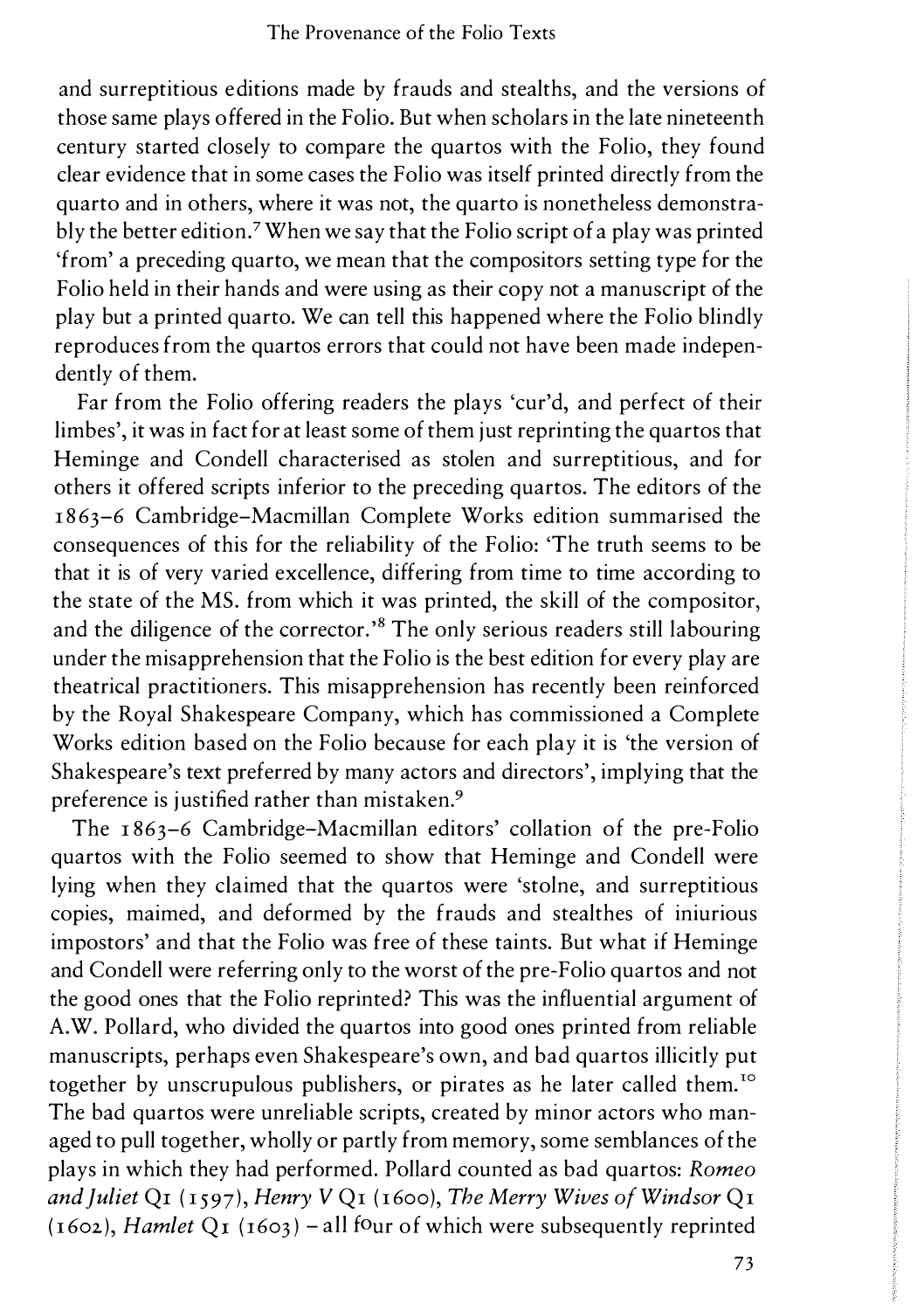and surreptitious editions made by frauds and stealths, and the versions of those same plays offered in the Folio. But when scholars in the late nineteenth century started closely to compare the quartos with the Folio, they found clear evidence that in some cases the Folio was itself printed directly from the quarto and in others, where it was not, the quarto is nonetheless demonstrably the better edition.[7] When we say that the Folio script of a play was printed 'from' a preceding quarto, we mean that the compositors setting type for the Folio held in their hands and were using as their copy not a manuscript of the play but a printed quarto. We can tell this happened where the Folio blindly reproduces from the quartos errors that could not have been made independently of them.

Far from the Folio offering readers the plays 'cur'd, and perfect of their limbes', it was in fact for at least some of them just reprinting the quartos that Heminge and Condell characterised as stolen and surreptitious, and for others it offered scripts inferior to the preceding quartos. The editors of the 1863–6 Cambridge–Macmillan Complete Works edition summarised the consequences of this for the reliability of the Folio: 'The truth seems to be that it is of very varied excellence, differing from time to time according to the state of the MS. from which it was printed, the skill of the compositor, and the diligence of the corrector.'[8] The only serious readers still labouring under the misapprehension that the Folio is the best edition for every play are theatrical practitioners. This misapprehension has recently been reinforced by the Royal Shakespeare Company, which has commissioned a Complete Works edition based on the Folio because for each play it is 'the version of Shakespeare's text preferred by many actors and directors', implying that the preference is justified rather than mistaken.[9]

The 1863–6 Cambridge–Macmillan editors' collation of the pre-Folio quartos with the Folio seemed to show that Heminge and Condell were lying when they claimed that the quartos were 'stolne, and surreptitious copies, maimed, and deformed by the frauds and stealthes of iniurious impostors' and that the Folio was free of these taints. But what if Heminge and Condell were referring only to the worst of the pre-Folio quartos and not the good ones that the Folio reprinted? This was the influential argument of A.W. Pollard, who divided the quartos into good ones printed from reliable manuscripts, perhaps even Shakespeare's own, and bad quartos illicitly put together by unscrupulous publishers, or pirates as he later called them.[10] The bad quartos were unreliable scripts, created by minor actors who managed to pull together, wholly or partly from memory, some semblances of the plays in which they had performed. Pollard counted as bad quartos: *Romeo and Juliet* Q1 (1597), *Henry V* Q1 (1600), *The Merry Wives of Windsor* Q1 (1602), *Hamlet* Q1 (1603) – all four of which were subsequently reprinted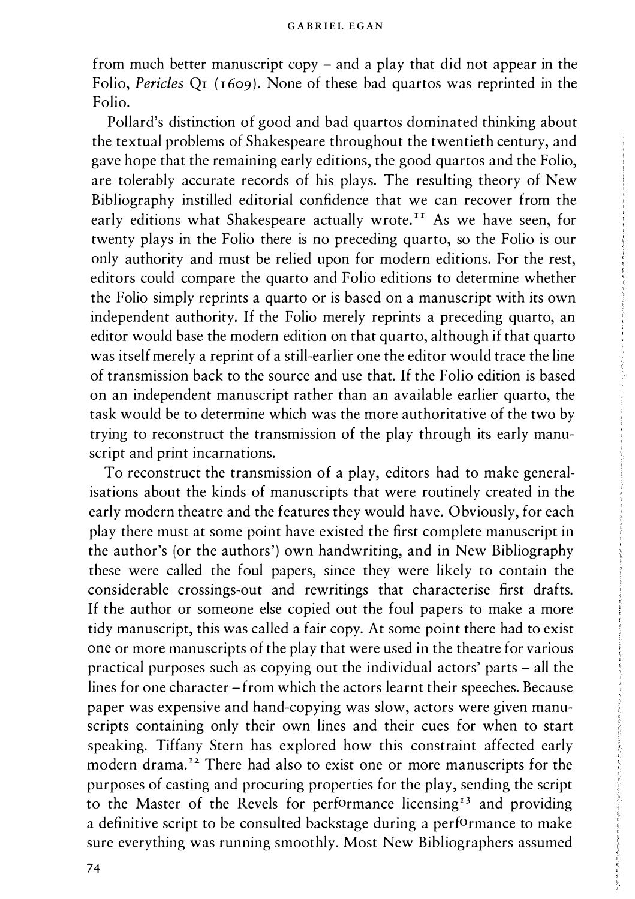from much better manuscript copy – and a play that did not appear in the Folio, *Pericles* Q1 (1609). None of these bad quartos was reprinted in the Folio.

Pollard's distinction of good and bad quartos dominated thinking about the textual problems of Shakespeare throughout the twentieth century, and gave hope that the remaining early editions, the good quartos and the Folio, are tolerably accurate records of his plays. The resulting theory of New Bibliography instilled editorial confidence that we can recover from the early editions what Shakespeare actually wrote.[11] As we have seen, for twenty plays in the Folio there is no preceding quarto, so the Folio is our only authority and must be relied upon for modern editions. For the rest, editors could compare the quarto and Folio editions to determine whether the Folio simply reprints a quarto or is based on a manuscript with its own independent authority. If the Folio merely reprints a preceding quarto, an editor would base the modern edition on that quarto, although if that quarto was itself merely a reprint of a still-earlier one the editor would trace the line of transmission back to the source and use that. If the Folio edition is based on an independent manuscript rather than an available earlier quarto, the task would be to determine which was the more authoritative of the two by trying to reconstruct the transmission of the play through its early manuscript and print incarnations.

To reconstruct the transmission of a play, editors had to make generalisations about the kinds of manuscripts that were routinely created in the early modern theatre and the features they would have. Obviously, for each play there must at some point have existed the first complete manuscript in the author's (or the authors') own handwriting, and in New Bibliography these were called the foul papers, since they were likely to contain the considerable crossings-out and rewritings that characterise first drafts. If the author or someone else copied out the foul papers to make a more tidy manuscript, this was called a fair copy. At some point there had to exist one or more manuscripts of the play that were used in the theatre for various practical purposes such as copying out the individual actors' parts – all the lines for one character – from which the actors learnt their speeches. Because paper was expensive and hand-copying was slow, actors were given manuscripts containing only their own lines and their cues for when to start speaking. Tiffany Stern has explored how this constraint affected early modern drama.[12] There had also to exist one or more manuscripts for the purposes of casting and procuring properties for the play, sending the script to the Master of the Revels for performance licensing[13] and providing a definitive script to be consulted backstage during a performance to make sure everything was running smoothly. Most New Bibliographers assumed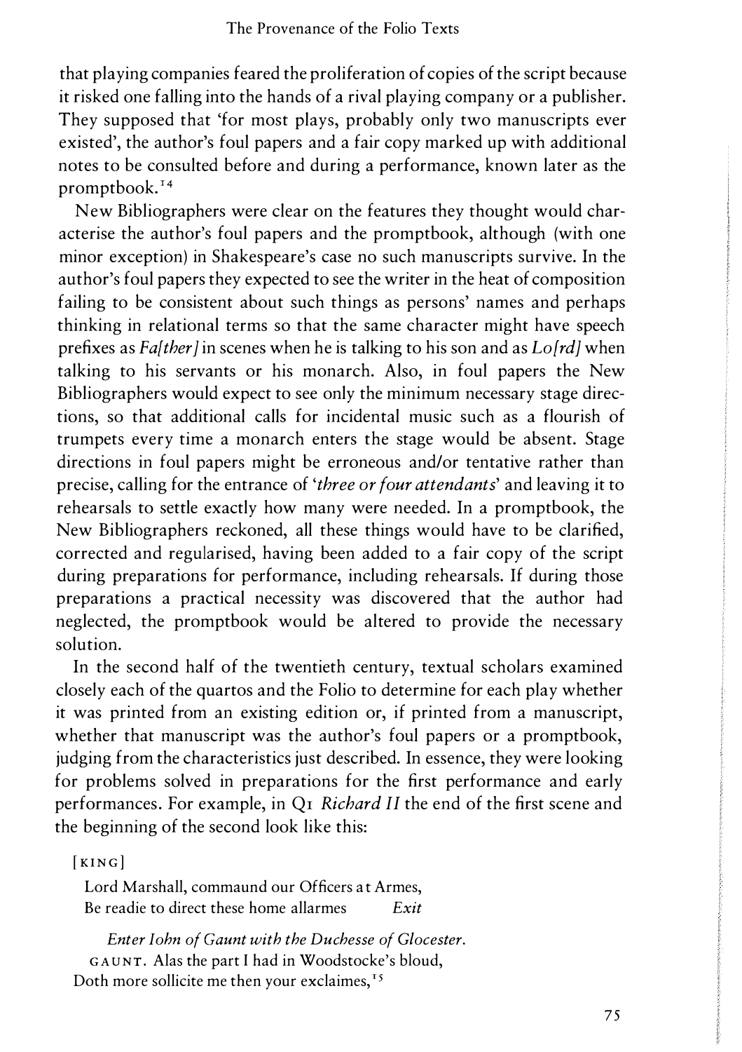that playing companies feared the proliferation of copies of the script because it risked one falling into the hands of a rival playing company or a publisher. They supposed that 'for most plays, probably only two manuscripts ever existed', the author's foul papers and a fair copy marked up with additional notes to be consulted before and during a performance, known later as the promptbook.[14]

New Bibliographers were clear on the features they thought would characterise the author's foul papers and the promptbook, although (with one minor exception) in Shakespeare's case no such manuscripts survive. In the author's foul papers they expected to see the writer in the heat of composition failing to be consistent about such things as persons' names and perhaps thinking in relational terms so that the same character might have speech prefixes as *Fa[ther]* in scenes when he is talking to his son and as *Lo[rd]* when talking to his servants or his monarch. Also, in foul papers the New Bibliographers would expect to see only the minimum necessary stage directions, so that additional calls for incidental music such as a flourish of trumpets every time a monarch enters the stage would be absent. Stage directions in foul papers might be erroneous and/or tentative rather than precise, calling for the entrance of '*three or four attendants*' and leaving it to rehearsals to settle exactly how many were needed. In a promptbook, the New Bibliographers reckoned, all these things would have to be clarified, corrected and regularised, having been added to a fair copy of the script during preparations for performance, including rehearsals. If during those preparations a practical necessity was discovered that the author had neglected, the promptbook would be altered to provide the necessary solution.

In the second half of the twentieth century, textual scholars examined closely each of the quartos and the Folio to determine for each play whether it was printed from an existing edition or, if printed from a manuscript, whether that manuscript was the author's foul papers or a promptbook, judging from the characteristics just described. In essence, they were looking for problems solved in preparations for the first performance and early performances. For example, in Q1 *Richard II* the end of the first scene and the beginning of the second look like this:

> [KING]
> Lord Marshall, commaund our Officers at Armes,
> Be readie to direct these home allarmes *Exit*
>
> *Enter Iohn of Gaunt with the Duchesse of Glocester.*
> GAUNT. Alas the part I had in Woodstocke's bloud,
> Doth more sollicite me then your exclaimes,[15]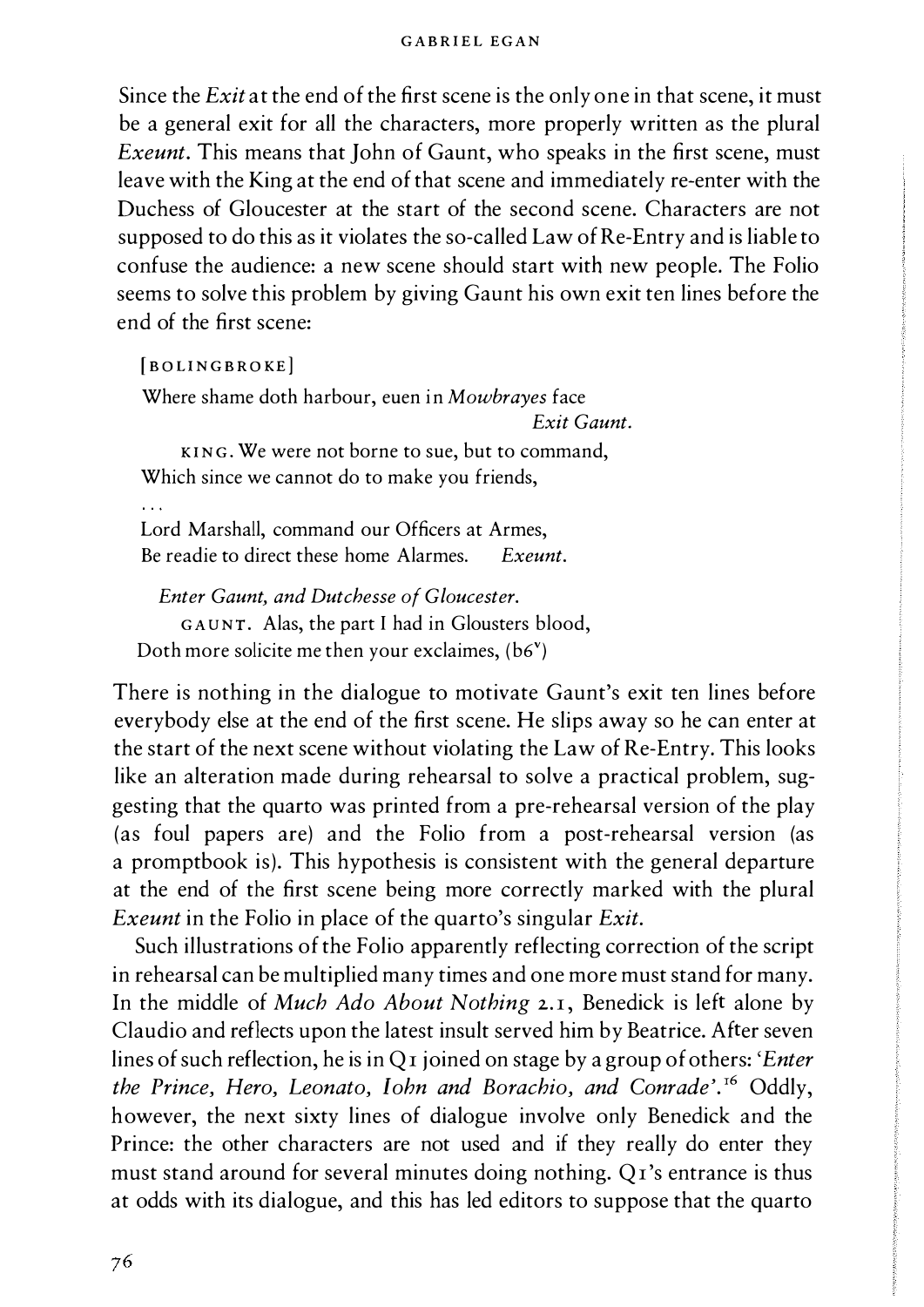Since the *Exit* at the end of the first scene is the only one in that scene, it must be a general exit for all the characters, more properly written as the plural *Exeunt*. This means that John of Gaunt, who speaks in the first scene, must leave with the King at the end of that scene and immediately re-enter with the Duchess of Gloucester at the start of the second scene. Characters are not supposed to do this as it violates the so-called Law of Re-Entry and is liable to confuse the audience: a new scene should start with new people. The Folio seems to solve this problem by giving Gaunt his own exit ten lines before the end of the first scene:

> [BOLINGBROKE]
> Where shame doth harbour, euen in *Mowbrayes* face
> *Exit Gaunt.*
> KING. We were not borne to sue, but to command,
> Which since we cannot do to make you friends,
> ...
> Lord Marshall, command our Officers at Armes,
> Be readie to direct these home Alarmes. *Exeunt.*
>
> *Enter Gaunt, and Dutchesse of Gloucester.*
> GAUNT. Alas, the part I had in Glousters blood,
> Doth more solicite me then your exclaimes, (b6[v])

There is nothing in the dialogue to motivate Gaunt's exit ten lines before everybody else at the end of the first scene. He slips away so he can enter at the start of the next scene without violating the Law of Re-Entry. This looks like an alteration made during rehearsal to solve a practical problem, suggesting that the quarto was printed from a pre-rehearsal version of the play (as foul papers are) and the Folio from a post-rehearsal version (as a promptbook is). This hypothesis is consistent with the general departure at the end of the first scene being more correctly marked with the plural *Exeunt* in the Folio in place of the quarto's singular *Exit*.

Such illustrations of the Folio apparently reflecting correction of the script in rehearsal can be multiplied many times and one more must stand for many. In the middle of *Much Ado About Nothing* 2.1, Benedick is left alone by Claudio and reflects upon the latest insult served him by Beatrice. After seven lines of such reflection, he is in Q1 joined on stage by a group of others: '*Enter the Prince, Hero, Leonato, Iohn and Borachio, and Conrade*'.[16] Oddly, however, the next sixty lines of dialogue involve only Benedick and the Prince: the other characters are not used and if they really do enter they must stand around for several minutes doing nothing. Q1's entrance is thus at odds with its dialogue, and this has led editors to suppose that the quarto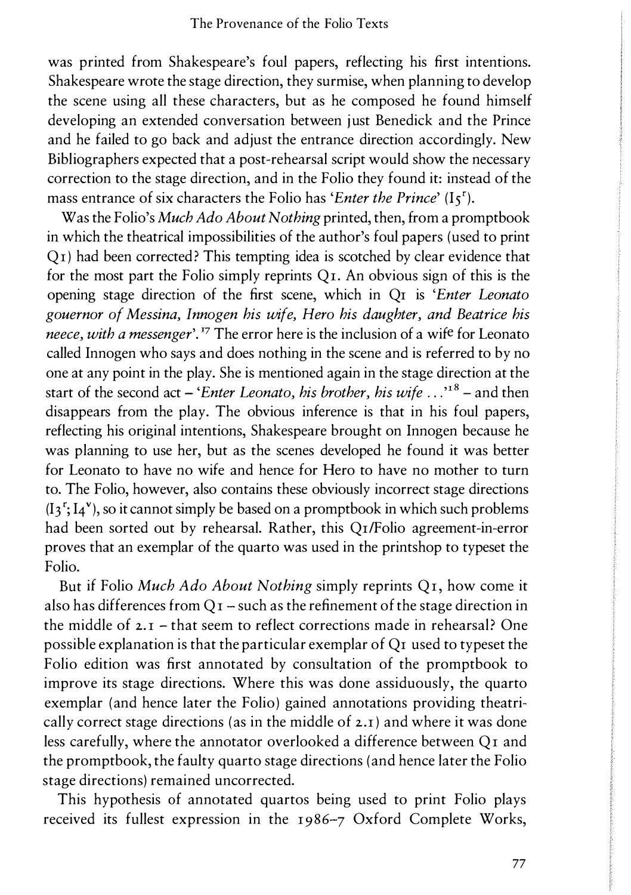was printed from Shakespeare's foul papers, reflecting his first intentions. Shakespeare wrote the stage direction, they surmise, when planning to develop the scene using all these characters, but as he composed he found himself developing an extended conversation between just Benedick and the Prince and he failed to go back and adjust the entrance direction accordingly. New Bibliographers expected that a post-rehearsal script would show the necessary correction to the stage direction, and in the Folio they found it: instead of the mass entrance of six characters the Folio has '*Enter the Prince*' (I5r).

Was the Folio's *Much Ado About Nothing* printed, then, from a promptbook in which the theatrical impossibilities of the author's foul papers (used to print Q1) had been corrected? This tempting idea is scotched by clear evidence that for the most part the Folio simply reprints Q1. An obvious sign of this is the opening stage direction of the first scene, which in Q1 is '*Enter Leonato gouernor of Messina, Innogen his wife, Hero his daughter, and Beatrice his neece, with a messenger*'.[17] The error here is the inclusion of a wife for Leonato called Innogen who says and does nothing in the scene and is referred to by no one at any point in the play. She is mentioned again in the stage direction at the start of the second act – '*Enter Leonato, his brother, his wife* ...'[18] – and then disappears from the play. The obvious inference is that in his foul papers, reflecting his original intentions, Shakespeare brought on Innogen because he was planning to use her, but as the scenes developed he found it was better for Leonato to have no wife and hence for Hero to have no mother to turn to. The Folio, however, also contains these obviously incorrect stage directions (I3r; I4v), so it cannot simply be based on a promptbook in which such problems had been sorted out by rehearsal. Rather, this Q1/Folio agreement-in-error proves that an exemplar of the quarto was used in the printshop to typeset the Folio.

But if Folio *Much Ado About Nothing* simply reprints Q1, how come it also has differences from Q1 – such as the refinement of the stage direction in the middle of 2.1 – that seem to reflect corrections made in rehearsal? One possible explanation is that the particular exemplar of Q1 used to typeset the Folio edition was first annotated by consultation of the promptbook to improve its stage directions. Where this was done assiduously, the quarto exemplar (and hence later the Folio) gained annotations providing theatrically correct stage directions (as in the middle of 2.1) and where it was done less carefully, where the annotator overlooked a difference between Q1 and the promptbook, the faulty quarto stage directions (and hence later the Folio stage directions) remained uncorrected.

This hypothesis of annotated quartos being used to print Folio plays received its fullest expression in the 1986–7 Oxford Complete Works,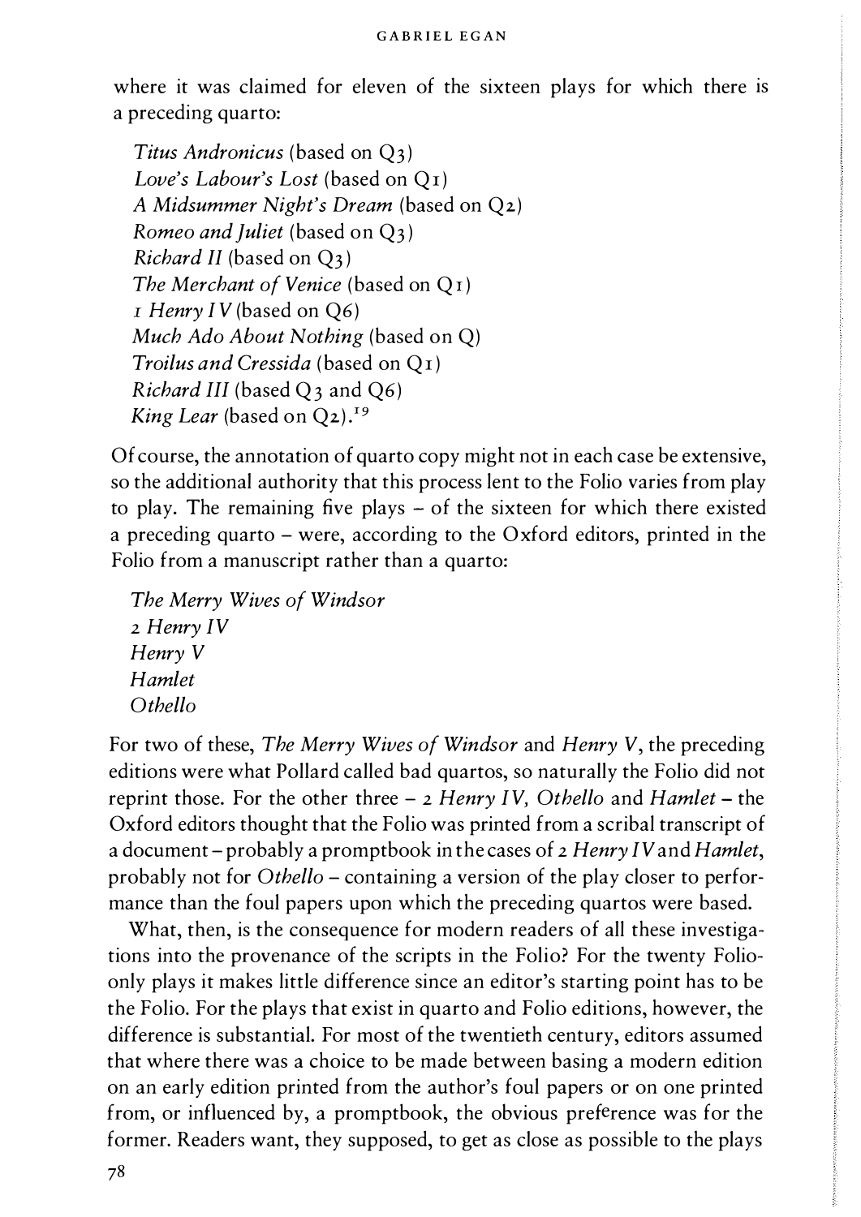where it was claimed for eleven of the sixteen plays for which there is a preceding quarto:

> *Titus Andronicus* (based on Q3)
> *Love's Labour's Lost* (based on Q1)
> *A Midsummer Night's Dream* (based on Q2)
> *Romeo and Juliet* (based on Q3)
> *Richard II* (based on Q3)
> *The Merchant of Venice* (based on Q1)
> *1 Henry IV* (based on Q6)
> *Much Ado About Nothing* (based on Q)
> *Troilus and Cressida* (based on Q1)
> *Richard III* (based Q3 and Q6)
> *King Lear* (based on Q2).[19]

Of course, the annotation of quarto copy might not in each case be extensive, so the additional authority that this process lent to the Folio varies from play to play. The remaining five plays – of the sixteen for which there existed a preceding quarto – were, according to the Oxford editors, printed in the Folio from a manuscript rather than a quarto:

> *The Merry Wives of Windsor*
> *2 Henry IV*
> *Henry V*
> *Hamlet*
> *Othello*

For two of these, *The Merry Wives of Windsor* and *Henry V*, the preceding editions were what Pollard called bad quartos, so naturally the Folio did not reprint those. For the other three – *2 Henry IV, Othello* and *Hamlet* – the Oxford editors thought that the Folio was printed from a scribal transcript of a document – probably a promptbook in the cases of *2 Henry IV* and *Hamlet*, probably not for *Othello* – containing a version of the play closer to performance than the foul papers upon which the preceding quartos were based.

What, then, is the consequence for modern readers of all these investigations into the provenance of the scripts in the Folio? For the twenty Folio-only plays it makes little difference since an editor's starting point has to be the Folio. For the plays that exist in quarto and Folio editions, however, the difference is substantial. For most of the twentieth century, editors assumed that where there was a choice to be made between basing a modern edition on an early edition printed from the author's foul papers or on one printed from, or influenced by, a promptbook, the obvious preference was for the former. Readers want, they supposed, to get as close as possible to the plays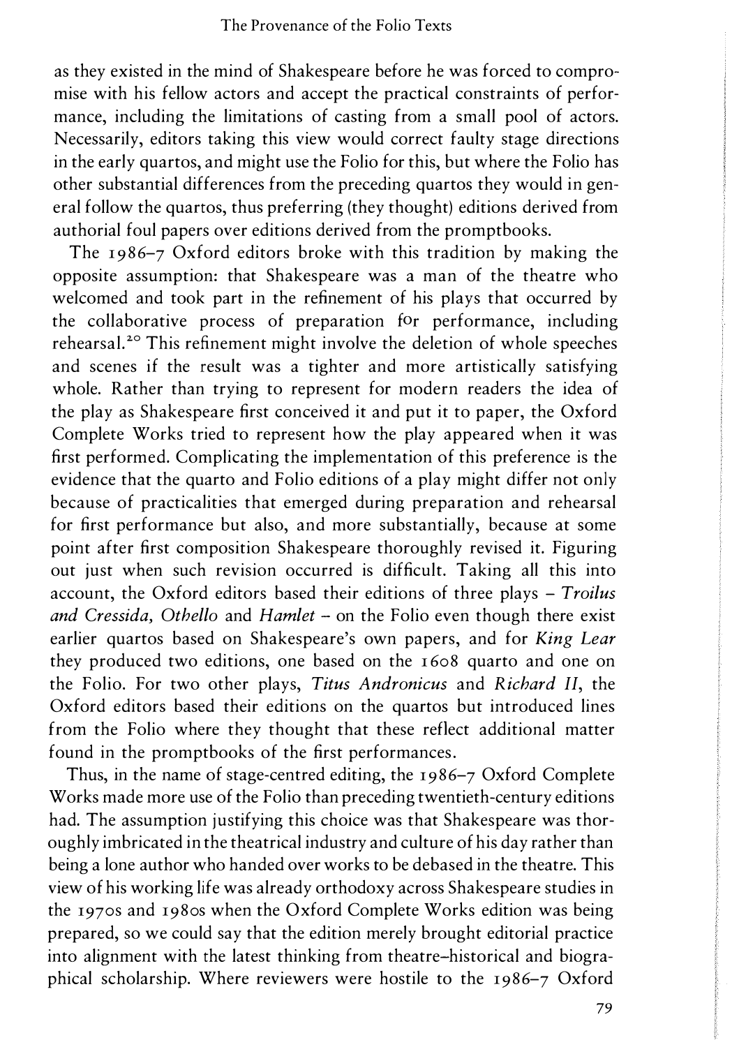as they existed in the mind of Shakespeare before he was forced to compromise with his fellow actors and accept the practical constraints of performance, including the limitations of casting from a small pool of actors. Necessarily, editors taking this view would correct faulty stage directions in the early quartos, and might use the Folio for this, but where the Folio has other substantial differences from the preceding quartos they would in general follow the quartos, thus preferring (they thought) editions derived from authorial foul papers over editions derived from the promptbooks.

The 1986–7 Oxford editors broke with this tradition by making the opposite assumption: that Shakespeare was a man of the theatre who welcomed and took part in the refinement of his plays that occurred by the collaborative process of preparation for performance, including rehearsal.[20] This refinement might involve the deletion of whole speeches and scenes if the result was a tighter and more artistically satisfying whole. Rather than trying to represent for modern readers the idea of the play as Shakespeare first conceived it and put it to paper, the Oxford Complete Works tried to represent how the play appeared when it was first performed. Complicating the implementation of this preference is the evidence that the quarto and Folio editions of a play might differ not only because of practicalities that emerged during preparation and rehearsal for first performance but also, and more substantially, because at some point after first composition Shakespeare thoroughly revised it. Figuring out just when such revision occurred is difficult. Taking all this into account, the Oxford editors based their editions of three plays – *Troilus and Cressida, Othello* and *Hamlet* – on the Folio even though there exist earlier quartos based on Shakespeare's own papers, and for *King Lear* they produced two editions, one based on the 1608 quarto and one on the Folio. For two other plays, *Titus Andronicus* and *Richard II*, the Oxford editors based their editions on the quartos but introduced lines from the Folio where they thought that these reflect additional matter found in the promptbooks of the first performances.

Thus, in the name of stage-centred editing, the 1986–7 Oxford Complete Works made more use of the Folio than preceding twentieth-century editions had. The assumption justifying this choice was that Shakespeare was thoroughly imbricated in the theatrical industry and culture of his day rather than being a lone author who handed over works to be debased in the theatre. This view of his working life was already orthodoxy across Shakespeare studies in the 1970s and 1980s when the Oxford Complete Works edition was being prepared, so we could say that the edition merely brought editorial practice into alignment with the latest thinking from theatre-historical and biographical scholarship. Where reviewers were hostile to the 1986–7 Oxford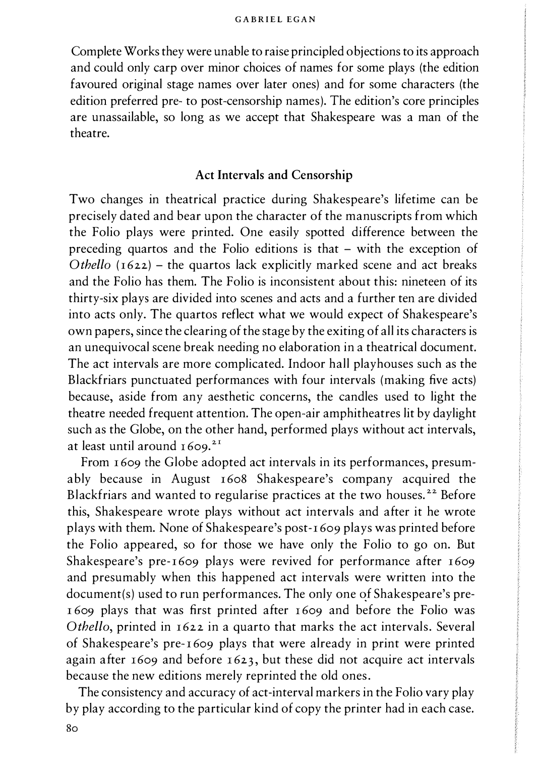Complete Works they were unable to raise principled objections to its approach and could only carp over minor choices of names for some plays (the edition favoured original stage names over later ones) and for some characters (the edition preferred pre- to post-censorship names). The edition's core principles are unassailable, so long as we accept that Shakespeare was a man of the theatre.

## Act Intervals and Censorship

Two changes in theatrical practice during Shakespeare's lifetime can be precisely dated and bear upon the character of the manuscripts from which the Folio plays were printed. One easily spotted difference between the preceding quartos and the Folio editions is that – with the exception of *Othello* (1622) – the quartos lack explicitly marked scene and act breaks and the Folio has them. The Folio is inconsistent about this: nineteen of its thirty-six plays are divided into scenes and acts and a further ten are divided into acts only. The quartos reflect what we would expect of Shakespeare's own papers, since the clearing of the stage by the exiting of all its characters is an unequivocal scene break needing no elaboration in a theatrical document. The act intervals are more complicated. Indoor hall playhouses such as the Blackfriars punctuated performances with four intervals (making five acts) because, aside from any aesthetic concerns, the candles used to light the theatre needed frequent attention. The open-air amphitheatres lit by daylight such as the Globe, on the other hand, performed plays without act intervals, at least until around 1609.[21]

From 1609 the Globe adopted act intervals in its performances, presumably because in August 1608 Shakespeare's company acquired the Blackfriars and wanted to regularise practices at the two houses.[22] Before this, Shakespeare wrote plays without act intervals and after it he wrote plays with them. None of Shakespeare's post-1609 plays was printed before the Folio appeared, so for those we have only the Folio to go on. But Shakespeare's pre-1609 plays were revived for performance after 1609 and presumably when this happened act intervals were written into the document(s) used to run performances. The only one of Shakespeare's pre-1609 plays that was first printed after 1609 and before the Folio was *Othello*, printed in 1622 in a quarto that marks the act intervals. Several of Shakespeare's pre-1609 plays that were already in print were printed again after 1609 and before 1623, but these did not acquire act intervals because the new editions merely reprinted the old ones.

The consistency and accuracy of act-interval markers in the Folio vary play by play according to the particular kind of copy the printer had in each case.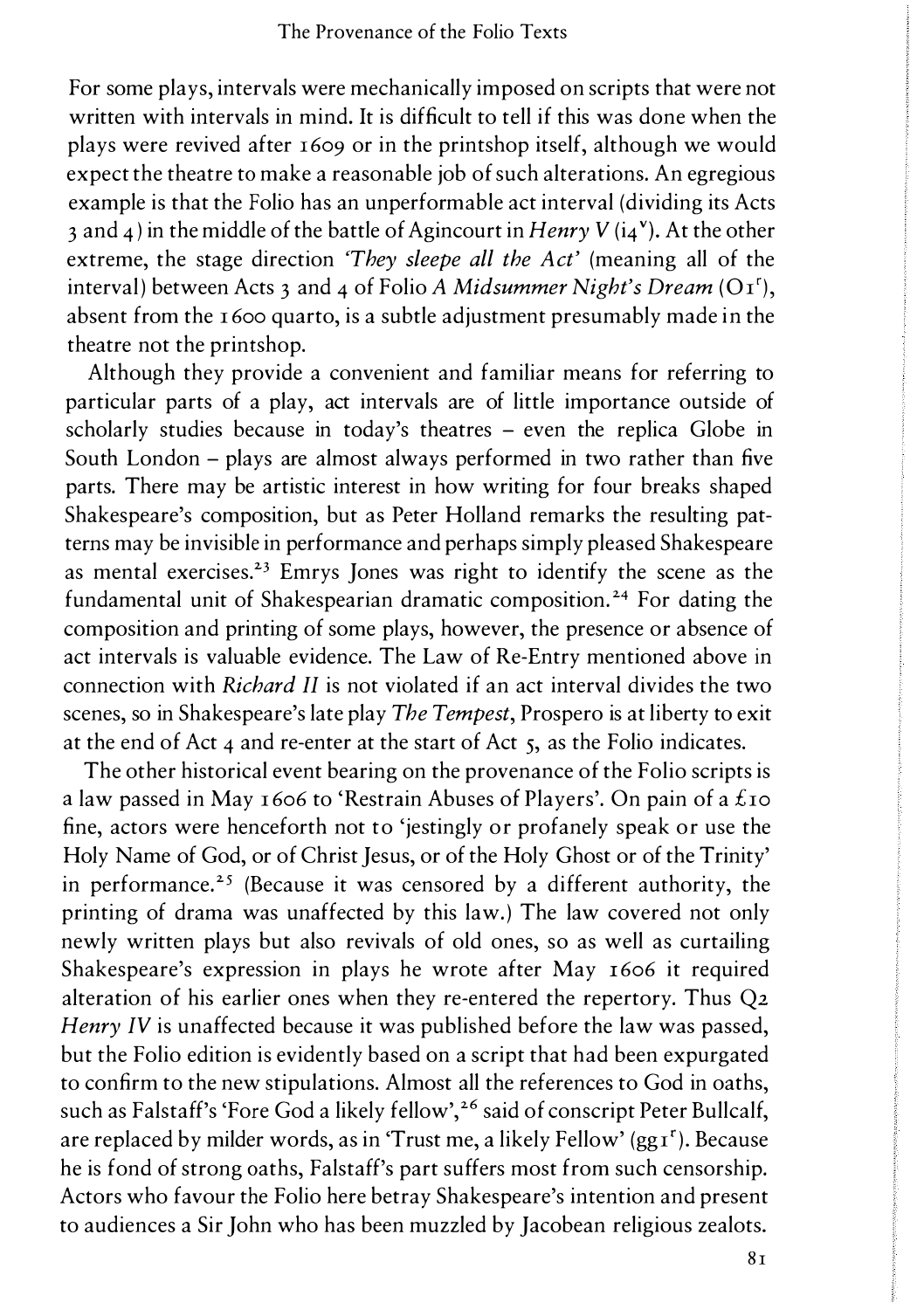For some plays, intervals were mechanically imposed on scripts that were not written with intervals in mind. It is difficult to tell if this was done when the plays were revived after 1609 or in the printshop itself, although we would expect the theatre to make a reasonable job of such alterations. An egregious example is that the Folio has an unperformable act interval (dividing its Acts 3 and 4) in the middle of the battle of Agincourt in *Henry V* (i4[v]). At the other extreme, the stage direction *'They sleepe all the Act'* (meaning all of the interval) between Acts 3 and 4 of Folio *A Midsummer Night's Dream* (O1[r]), absent from the 1600 quarto, is a subtle adjustment presumably made in the theatre not the printshop.

Although they provide a convenient and familiar means for referring to particular parts of a play, act intervals are of little importance outside of scholarly studies because in today's theatres – even the replica Globe in South London – plays are almost always performed in two rather than five parts. There may be artistic interest in how writing for four breaks shaped Shakespeare's composition, but as Peter Holland remarks the resulting patterns may be invisible in performance and perhaps simply pleased Shakespeare as mental exercises.[23] Emrys Jones was right to identify the scene as the fundamental unit of Shakespearian dramatic composition.[24] For dating the composition and printing of some plays, however, the presence or absence of act intervals is valuable evidence. The Law of Re-Entry mentioned above in connection with *Richard II* is not violated if an act interval divides the two scenes, so in Shakespeare's late play *The Tempest*, Prospero is at liberty to exit at the end of Act 4 and re-enter at the start of Act 5, as the Folio indicates.

The other historical event bearing on the provenance of the Folio scripts is a law passed in May 1606 to 'Restrain Abuses of Players'. On pain of a £10 fine, actors were henceforth not to 'jestingly or profanely speak or use the Holy Name of God, or of Christ Jesus, or of the Holy Ghost or of the Trinity' in performance.[25] (Because it was censored by a different authority, the printing of drama was unaffected by this law.) The law covered not only newly written plays but also revivals of old ones, so as well as curtailing Shakespeare's expression in plays he wrote after May 1606 it required alteration of his earlier ones when they re-entered the repertory. Thus Q2 *Henry IV* is unaffected because it was published before the law was passed, but the Folio edition is evidently based on a script that had been expurgated to confirm to the new stipulations. Almost all the references to God in oaths, such as Falstaff's 'Fore God a likely fellow',[26] said of conscript Peter Bullcalf, are replaced by milder words, as in 'Trust me, a likely Fellow' (gg1[r]). Because he is fond of strong oaths, Falstaff's part suffers most from such censorship. Actors who favour the Folio here betray Shakespeare's intention and present to audiences a Sir John who has been muzzled by Jacobean religious zealots.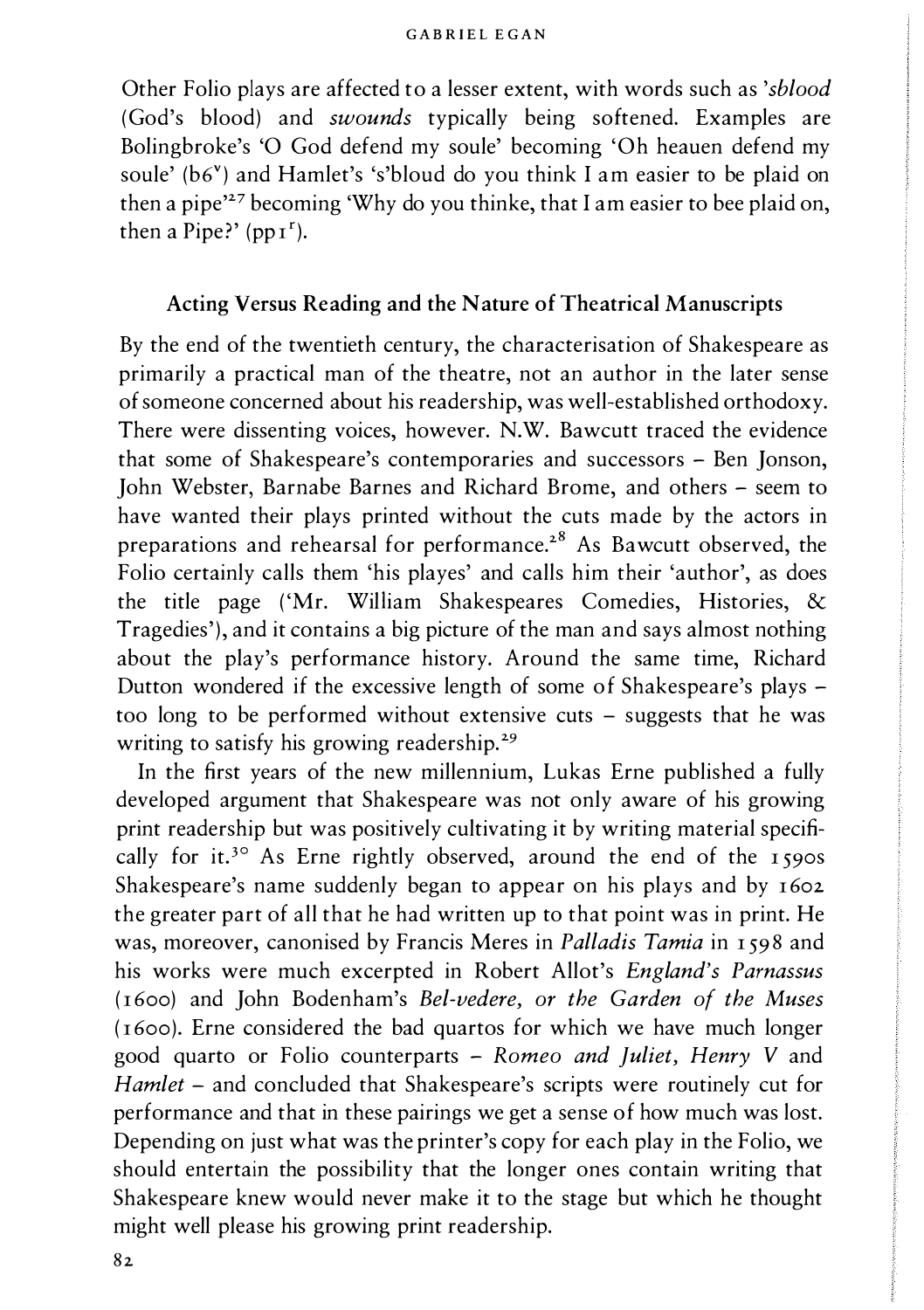Other Folio plays are affected to a lesser extent, with words such as *'sblood* (God's blood) and *swounds* typically being softened. Examples are Bolingbroke's 'O God defend my soule' becoming 'Oh heauen defend my soule' (b6[v]) and Hamlet's 's'bloud do you think I am easier to be plaid on then a pipe'[27] becoming 'Why do you thinke, that I am easier to bee plaid on, then a Pipe?' (pp1[r]).

## Acting Versus Reading and the Nature of Theatrical Manuscripts

By the end of the twentieth century, the characterisation of Shakespeare as primarily a practical man of the theatre, not an author in the later sense of someone concerned about his readership, was well-established orthodoxy. There were dissenting voices, however. N.W. Bawcutt traced the evidence that some of Shakespeare's contemporaries and successors – Ben Jonson, John Webster, Barnabe Barnes and Richard Brome, and others – seem to have wanted their plays printed without the cuts made by the actors in preparations and rehearsal for performance.[28] As Bawcutt observed, the Folio certainly calls them 'his playes' and calls him their 'author', as does the title page ('Mr. William Shakespeares Comedies, Histories, & Tragedies'), and it contains a big picture of the man and says almost nothing about the play's performance history. Around the same time, Richard Dutton wondered if the excessive length of some of Shakespeare's plays – too long to be performed without extensive cuts – suggests that he was writing to satisfy his growing readership.[29]

In the first years of the new millennium, Lukas Erne published a fully developed argument that Shakespeare was not only aware of his growing print readership but was positively cultivating it by writing material specifically for it.[30] As Erne rightly observed, around the end of the 1590s Shakespeare's name suddenly began to appear on his plays and by 1602 the greater part of all that he had written up to that point was in print. He was, moreover, canonised by Francis Meres in *Palladis Tamia* in 1598 and his works were much excerpted in Robert Allot's *England's Parnassus* (1600) and John Bodenham's *Bel-vedere, or the Garden of the Muses* (1600). Erne considered the bad quartos for which we have much longer good quarto or Folio counterparts – *Romeo and Juliet, Henry V* and *Hamlet* – and concluded that Shakespeare's scripts were routinely cut for performance and that in these pairings we get a sense of how much was lost. Depending on just what was the printer's copy for each play in the Folio, we should entertain the possibility that the longer ones contain writing that Shakespeare knew would never make it to the stage but which he thought might well please his growing print readership.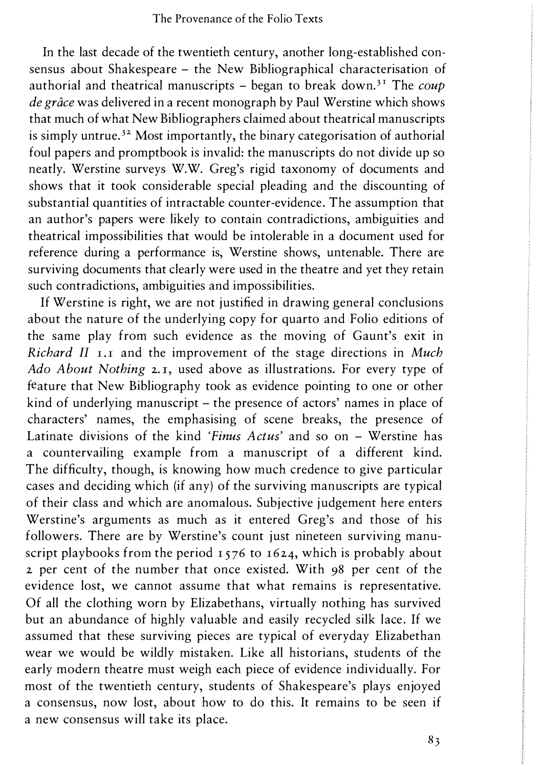In the last decade of the twentieth century, another long-established consensus about Shakespeare – the New Bibliographical characterisation of authorial and theatrical manuscripts – began to break down.[31] The *coup de grâce* was delivered in a recent monograph by Paul Werstine which shows that much of what New Bibliographers claimed about theatrical manuscripts is simply untrue.[32] Most importantly, the binary categorisation of authorial foul papers and promptbook is invalid: the manuscripts do not divide up so neatly. Werstine surveys W.W. Greg's rigid taxonomy of documents and shows that it took considerable special pleading and the discounting of substantial quantities of intractable counter-evidence. The assumption that an author's papers were likely to contain contradictions, ambiguities and theatrical impossibilities that would be intolerable in a document used for reference during a performance is, Werstine shows, untenable. There are surviving documents that clearly were used in the theatre and yet they retain such contradictions, ambiguities and impossibilities.

If Werstine is right, we are not justified in drawing general conclusions about the nature of the underlying copy for quarto and Folio editions of the same play from such evidence as the moving of Gaunt's exit in *Richard II* 1.1 and the improvement of the stage directions in *Much Ado About Nothing* 2.1, used above as illustrations. For every type of feature that New Bibliography took as evidence pointing to one or other kind of underlying manuscript – the presence of actors' names in place of characters' names, the emphasising of scene breaks, the presence of Latinate divisions of the kind '*Finus Actus*' and so on – Werstine has a countervailing example from a manuscript of a different kind. The difficulty, though, is knowing how much credence to give particular cases and deciding which (if any) of the surviving manuscripts are typical of their class and which are anomalous. Subjective judgement here enters Werstine's arguments as much as it entered Greg's and those of his followers. There are by Werstine's count just nineteen surviving manuscript playbooks from the period 1576 to 1624, which is probably about 2 per cent of the number that once existed. With 98 per cent of the evidence lost, we cannot assume that what remains is representative. Of all the clothing worn by Elizabethans, virtually nothing has survived but an abundance of highly valuable and easily recycled silk lace. If we assumed that these surviving pieces are typical of everyday Elizabethan wear we would be wildly mistaken. Like all historians, students of the early modern theatre must weigh each piece of evidence individually. For most of the twentieth century, students of Shakespeare's plays enjoyed a consensus, now lost, about how to do this. It remains to be seen if a new consensus will take its place.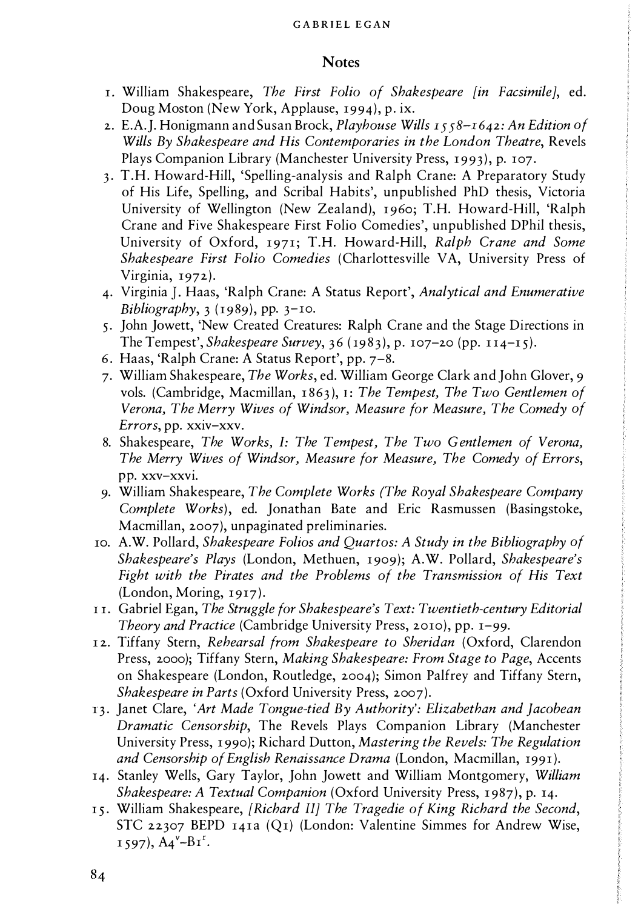## Notes

1. William Shakespeare, *The First Folio of Shakespeare [in Facsimile]*, ed. Doug Moston (New York, Applause, 1994), p. ix.
2. E.A.J. Honigmann and Susan Brock, *Playhouse Wills 1558–1642: An Edition of Wills By Shakespeare and His Contemporaries in the London Theatre*, Revels Plays Companion Library (Manchester University Press, 1993), p. 107.
3. T.H. Howard-Hill, 'Spelling-analysis and Ralph Crane: A Preparatory Study of His Life, Spelling, and Scribal Habits', unpublished PhD thesis, Victoria University of Wellington (New Zealand), 1960; T.H. Howard-Hill, 'Ralph Crane and Five Shakespeare First Folio Comedies', unpublished DPhil thesis, University of Oxford, 1971; T.H. Howard-Hill, *Ralph Crane and Some Shakespeare First Folio Comedies* (Charlottesville VA, University Press of Virginia, 1972).
4. Virginia J. Haas, 'Ralph Crane: A Status Report', *Analytical and Enumerative Bibliography*, 3 (1989), pp. 3–10.
5. John Jowett, 'New Created Creatures: Ralph Crane and the Stage Directions in The Tempest', *Shakespeare Survey*, 36 (1983), p. 107–20 (pp. 114–15).
6. Haas, 'Ralph Crane: A Status Report', pp. 7–8.
7. William Shakespeare, *The Works*, ed. William George Clark and John Glover, 9 vols. (Cambridge, Macmillan, 1863), 1: *The Tempest, The Two Gentlemen of Verona, The Merry Wives of Windsor, Measure for Measure, The Comedy of Errors*, pp. xxiv–xxv.
8. Shakespeare, *The Works, I: The Tempest, The Two Gentlemen of Verona, The Merry Wives of Windsor, Measure for Measure, The Comedy of Errors*, pp. xxv–xxvi.
9. William Shakespeare, *The Complete Works (The Royal Shakespeare Company Complete Works)*, ed. Jonathan Bate and Eric Rasmussen (Basingstoke, Macmillan, 2007), unpaginated preliminaries.
10. A.W. Pollard, *Shakespeare Folios and Quartos: A Study in the Bibliography of Shakespeare's Plays* (London, Methuen, 1909); A.W. Pollard, *Shakespeare's Fight with the Pirates and the Problems of the Transmission of His Text* (London, Moring, 1917).
11. Gabriel Egan, *The Struggle for Shakespeare's Text: Twentieth-century Editorial Theory and Practice* (Cambridge University Press, 2010), pp. 1–99.
12. Tiffany Stern, *Rehearsal from Shakespeare to Sheridan* (Oxford, Clarendon Press, 2000); Tiffany Stern, *Making Shakespeare: From Stage to Page*, Accents on Shakespeare (London, Routledge, 2004); Simon Palfrey and Tiffany Stern, *Shakespeare in Parts* (Oxford University Press, 2007).
13. Janet Clare, *'Art Made Tongue-tied By Authority': Elizabethan and Jacobean Dramatic Censorship*, The Revels Plays Companion Library (Manchester University Press, 1990); Richard Dutton, *Mastering the Revels: The Regulation and Censorship of English Renaissance Drama* (London, Macmillan, 1991).
14. Stanley Wells, Gary Taylor, John Jowett and William Montgomery, *William Shakespeare: A Textual Companion* (Oxford University Press, 1987), p. 14.
15. William Shakespeare, *[Richard II] The Tragedie of King Richard the Second*, STC 22307 BEPD 141a (Q1) (London: Valentine Simmes for Andrew Wise, 1597), $A4^v$–$B1^r$.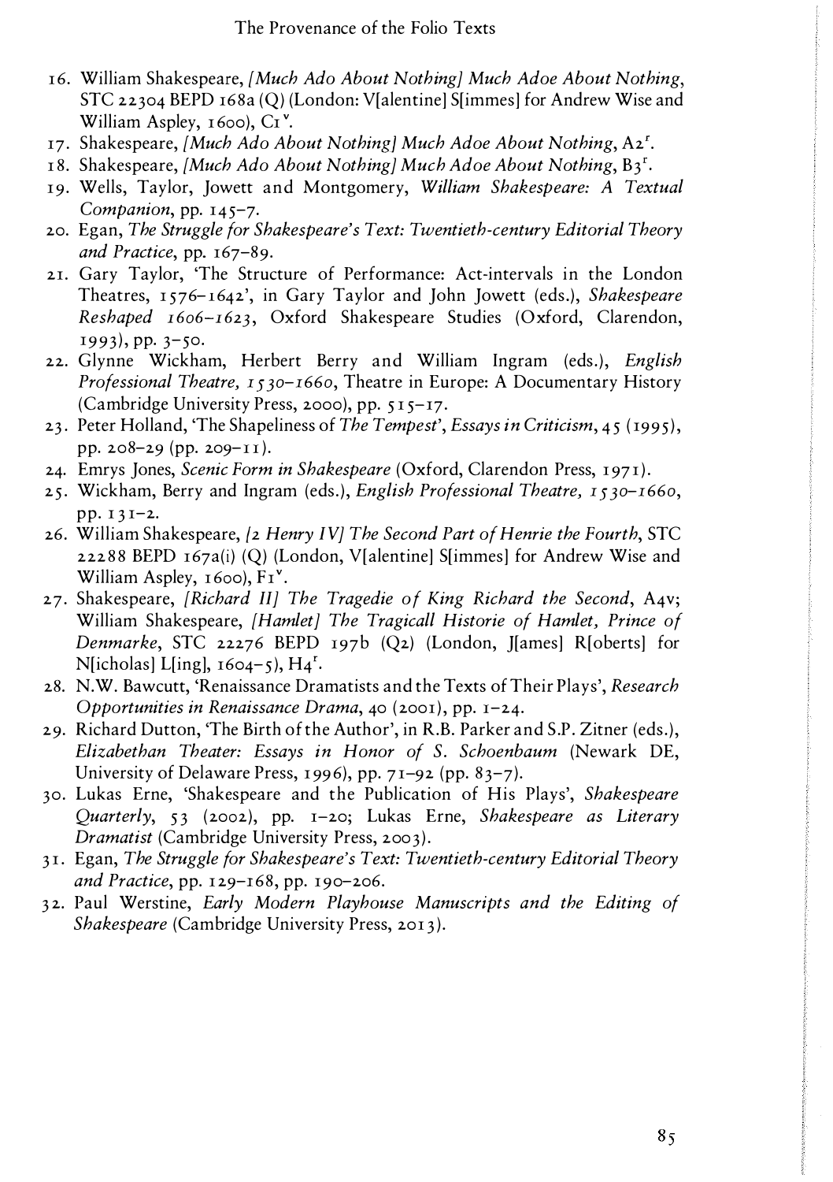16. William Shakespeare, *[Much Ado About Nothing] Much Adoe About Nothing*, STC 22304 BEPD 168a (Q) (London: V[alentine] S[immes] for Andrew Wise and William Aspley, 1600), C1$^{v}$.
17. Shakespeare, *[Much Ado About Nothing] Much Adoe About Nothing*, A2$^{r}$.
18. Shakespeare, *[Much Ado About Nothing] Much Adoe About Nothing*, B3$^{r}$.
19. Wells, Taylor, Jowett and Montgomery, *William Shakespeare: A Textual Companion*, pp. 145–7.
20. Egan, *The Struggle for Shakespeare's Text: Twentieth-century Editorial Theory and Practice*, pp. 167–89.
21. Gary Taylor, 'The Structure of Performance: Act-intervals in the London Theatres, 1576–1642', in Gary Taylor and John Jowett (eds.), *Shakespeare Reshaped 1606–1623*, Oxford Shakespeare Studies (Oxford, Clarendon, 1993), pp. 3–50.
22. Glynne Wickham, Herbert Berry and William Ingram (eds.), *English Professional Theatre, 1530–1660*, Theatre in Europe: A Documentary History (Cambridge University Press, 2000), pp. 515–17.
23. Peter Holland, 'The Shapeliness of *The Tempest*', *Essays in Criticism*, 45 (1995), pp. 208–29 (pp. 209–11).
24. Emrys Jones, *Scenic Form in Shakespeare* (Oxford, Clarendon Press, 1971).
25. Wickham, Berry and Ingram (eds.), *English Professional Theatre, 1530–1660*, pp. 131–2.
26. William Shakespeare, *[2 Henry IV] The Second Part of Henrie the Fourth*, STC 22288 BEPD 167a(i) (Q) (London, V[alentine] S[immes] for Andrew Wise and William Aspley, 1600), F1$^{v}$.
27. Shakespeare, *[Richard II] The Tragedie of King Richard the Second*, A4v; William Shakespeare, *[Hamlet] The Tragicall Historie of Hamlet, Prince of Denmarke*, STC 22276 BEPD 197b (Q2) (London, J[ames] R[oberts] for N[icholas] L[ing], 1604–5), H4$^{r}$.
28. N.W. Bawcutt, 'Renaissance Dramatists and the Texts of Their Plays', *Research Opportunities in Renaissance Drama*, 40 (2001), pp. 1–24.
29. Richard Dutton, 'The Birth of the Author', in R.B. Parker and S.P. Zitner (eds.), *Elizabethan Theater: Essays in Honor of S. Schoenbaum* (Newark DE, University of Delaware Press, 1996), pp. 71–92 (pp. 83–7).
30. Lukas Erne, 'Shakespeare and the Publication of His Plays', *Shakespeare Quarterly*, 53 (2002), pp. 1–20; Lukas Erne, *Shakespeare as Literary Dramatist* (Cambridge University Press, 2003).
31. Egan, *The Struggle for Shakespeare's Text: Twentieth-century Editorial Theory and Practice*, pp. 129–168, pp. 190–206.
32. Paul Werstine, *Early Modern Playhouse Manuscripts and the Editing of Shakespeare* (Cambridge University Press, 2013).